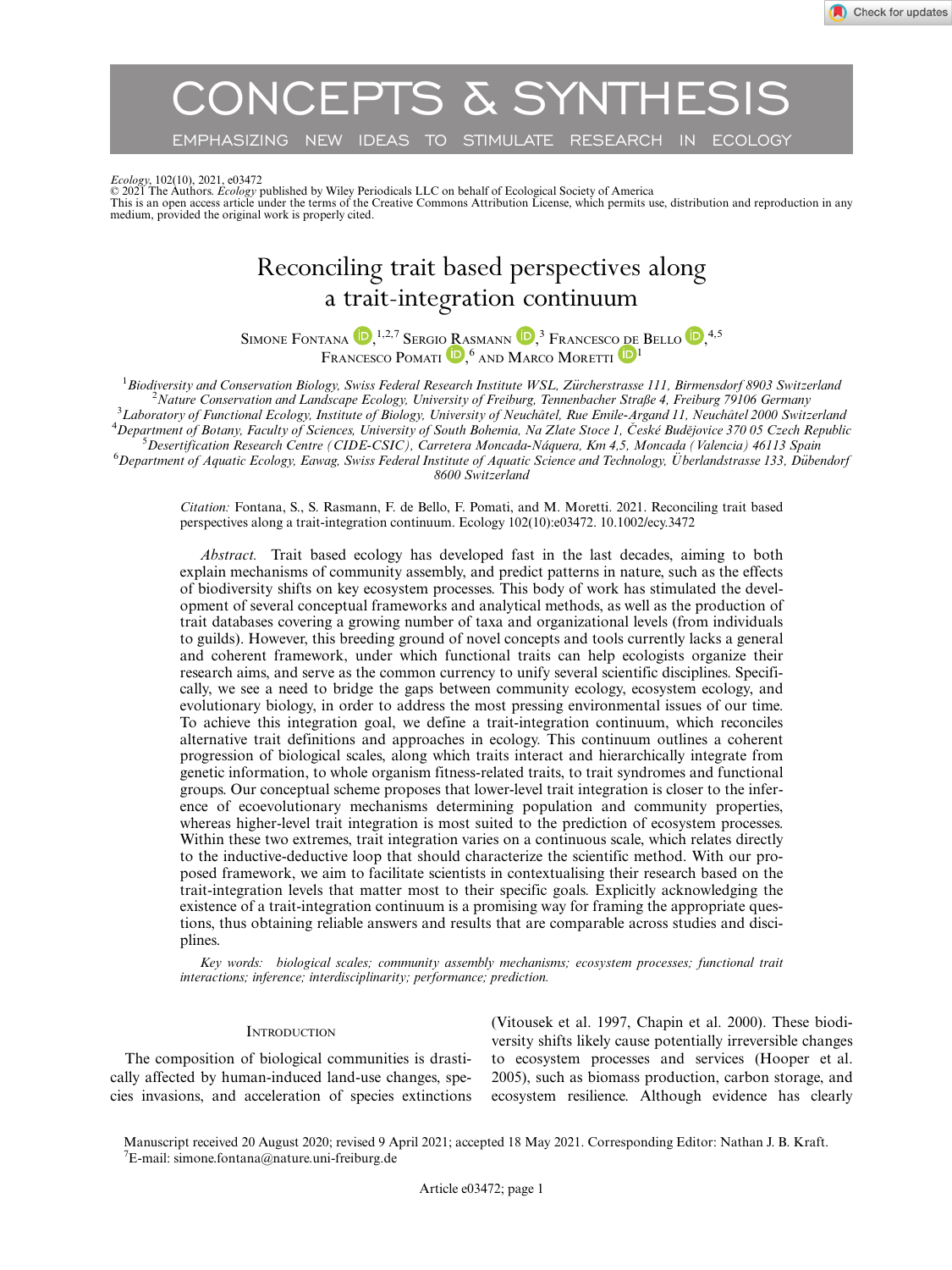# CONCEPTS & SYNTHESIS

EMPHASIZING NEW IDEAS TO STIMULATE RESEARCH IN ECOLOGY

*Ecology*, 102(10), 2021, e03472
© 2021 The Authors. *Ecology* published by Wiley Periodicals LLC on behalf of Ecological Society of America
This is an open access article under the terms of the Creative Commons Attribution License, which permits use, distribution and reproduction in any medium, provided the original work is properly cited.

# Reconciling trait based perspectives along a trait-integration continuum

Simone Fontana,[1,2,7] Sergio Rasmann,[3] Francesco de Bello,[4,5] Francesco Pomati,[6] and Marco Moretti[1]

[1]*Biodiversity and Conservation Biology, Swiss Federal Research Institute WSL, Zürcherstrasse 111, Birmensdorf 8903 Switzerland*
[2]*Nature Conservation and Landscape Ecology, University of Freiburg, Tennenbacher Straße 4, Freiburg 79106 Germany*
[3]*Laboratory of Functional Ecology, Institute of Biology, University of Neuchâtel, Rue Emile-Argand 11, Neuchâtel 2000 Switzerland*
[4]*Department of Botany, Faculty of Sciences, University of South Bohemia, Na Zlate Stoce 1, České Budějovice 370 05 Czech Republic*
[5]*Desertification Research Centre (CIDE-CSIC), Carretera Moncada-Náquera, Km 4,5, Moncada (Valencia) 46113 Spain*
[6]*Department of Aquatic Ecology, Eawag, Swiss Federal Institute of Aquatic Science and Technology, Überlandstrasse 133, Dübendorf 8600 Switzerland*

*Citation:* Fontana, S., S. Rasmann, F. de Bello, F. Pomati, and M. Moretti. 2021. Reconciling trait based perspectives along a trait-integration continuum. Ecology 102(10):e03472. 10.1002/ecy.3472

*Abstract.* Trait based ecology has developed fast in the last decades, aiming to both explain mechanisms of community assembly, and predict patterns in nature, such as the effects of biodiversity shifts on key ecosystem processes. This body of work has stimulated the development of several conceptual frameworks and analytical methods, as well as the production of trait databases covering a growing number of taxa and organizational levels (from individuals to guilds). However, this breeding ground of novel concepts and tools currently lacks a general and coherent framework, under which functional traits can help ecologists organize their research aims, and serve as the common currency to unify several scientific disciplines. Specifically, we see a need to bridge the gaps between community ecology, ecosystem ecology, and evolutionary biology, in order to address the most pressing environmental issues of our time. To achieve this integration goal, we define a trait-integration continuum, which reconciles alternative trait definitions and approaches in ecology. This continuum outlines a coherent progression of biological scales, along which traits interact and hierarchically integrate from genetic information, to whole organism fitness-related traits, to trait syndromes and functional groups. Our conceptual scheme proposes that lower-level trait integration is closer to the inference of ecoevolutionary mechanisms determining population and community properties, whereas higher-level trait integration is most suited to the prediction of ecosystem processes. Within these two extremes, trait integration varies on a continuous scale, which relates directly to the inductive-deductive loop that should characterize the scientific method. With our proposed framework, we aim to facilitate scientists in contextualising their research based on the trait-integration levels that matter most to their specific goals. Explicitly acknowledging the existence of a trait-integration continuum is a promising way for framing the appropriate questions, thus obtaining reliable answers and results that are comparable across studies and disciplines.

*Key words: biological scales; community assembly mechanisms; ecosystem processes; functional trait interactions; inference; interdisciplinarity; performance; prediction.*

## Introduction

The composition of biological communities is drastically affected by human-induced land-use changes, species invasions, and acceleration of species extinctions (Vitousek et al. 1997, Chapin et al. 2000). These biodiversity shifts likely cause potentially irreversible changes to ecosystem processes and services (Hooper et al. 2005), such as biomass production, carbon storage, and ecosystem resilience. Although evidence has clearly

Manuscript received 20 August 2020; revised 9 April 2021; accepted 18 May 2021. Corresponding Editor: Nathan J. B. Kraft.
[7]E-mail: simone.fontana@nature.uni-freiburg.de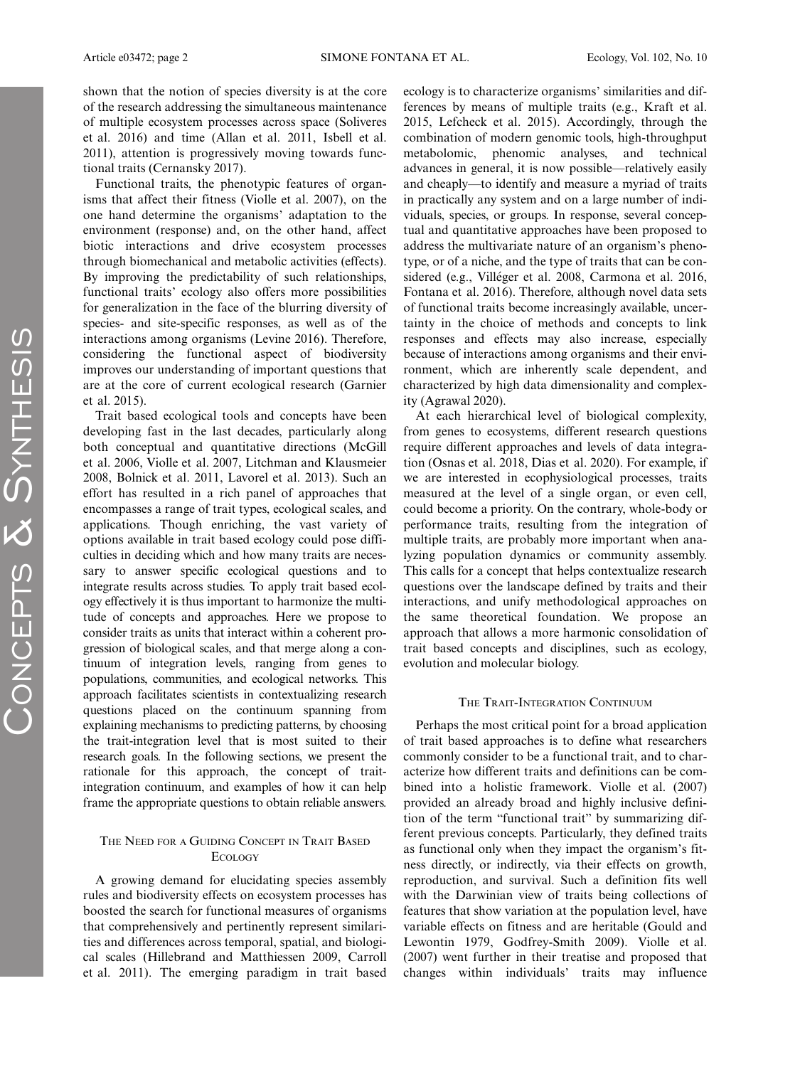shown that the notion of species diversity is at the core of the research addressing the simultaneous maintenance of multiple ecosystem processes across space (Soliveres et al. 2016) and time (Allan et al. 2011, Isbell et al. 2011), attention is progressively moving towards functional traits (Cernansky 2017).

Functional traits, the phenotypic features of organisms that affect their fitness (Violle et al. 2007), on the one hand determine the organisms' adaptation to the environment (response) and, on the other hand, affect biotic interactions and drive ecosystem processes through biomechanical and metabolic activities (effects). By improving the predictability of such relationships, functional traits' ecology also offers more possibilities for generalization in the face of the blurring diversity of species- and site-specific responses, as well as of the interactions among organisms (Levine 2016). Therefore, considering the functional aspect of biodiversity improves our understanding of important questions that are at the core of current ecological research (Garnier et al. 2015).

Trait based ecological tools and concepts have been developing fast in the last decades, particularly along both conceptual and quantitative directions (McGill et al. 2006, Violle et al. 2007, Litchman and Klausmeier 2008, Bolnick et al. 2011, Lavorel et al. 2013). Such an effort has resulted in a rich panel of approaches that encompasses a range of trait types, ecological scales, and applications. Though enriching, the vast variety of options available in trait based ecology could pose difficulties in deciding which and how many traits are necessary to answer specific ecological questions and to integrate results across studies. To apply trait based ecology effectively it is thus important to harmonize the multitude of concepts and approaches. Here we propose to consider traits as units that interact within a coherent progression of biological scales, and that merge along a continuum of integration levels, ranging from genes to populations, communities, and ecological networks. This approach facilitates scientists in contextualizing research questions placed on the continuum spanning from explaining mechanisms to predicting patterns, by choosing the trait-integration level that is most suited to their research goals. In the following sections, we present the rationale for this approach, the concept of trait-integration continuum, and examples of how it can help frame the appropriate questions to obtain reliable answers.

## The Need for a Guiding Concept in Trait Based Ecology

A growing demand for elucidating species assembly rules and biodiversity effects on ecosystem processes has boosted the search for functional measures of organisms that comprehensively and pertinently represent similarities and differences across temporal, spatial, and biological scales (Hillebrand and Matthiessen 2009, Carroll et al. 2011). The emerging paradigm in trait based ecology is to characterize organisms' similarities and differences by means of multiple traits (e.g., Kraft et al. 2015, Lefcheck et al. 2015). Accordingly, through the combination of modern genomic tools, high-throughput metabolomic, phenomic analyses, and technical advances in general, it is now possible—relatively easily and cheaply—to identify and measure a myriad of traits in practically any system and on a large number of individuals, species, or groups. In response, several conceptual and quantitative approaches have been proposed to address the multivariate nature of an organism's phenotype, or of a niche, and the type of traits that can be considered (e.g., Villéger et al. 2008, Carmona et al. 2016, Fontana et al. 2016). Therefore, although novel data sets of functional traits become increasingly available, uncertainty in the choice of methods and concepts to link responses and effects may also increase, especially because of interactions among organisms and their environment, which are inherently scale dependent, and characterized by high data dimensionality and complexity (Agrawal 2020).

At each hierarchical level of biological complexity, from genes to ecosystems, different research questions require different approaches and levels of data integration (Osnas et al. 2018, Dias et al. 2020). For example, if we are interested in ecophysiological processes, traits measured at the level of a single organ, or even cell, could become a priority. On the contrary, whole-body or performance traits, resulting from the integration of multiple traits, are probably more important when analyzing population dynamics or community assembly. This calls for a concept that helps contextualize research questions over the landscape defined by traits and their interactions, and unify methodological approaches on the same theoretical foundation. We propose an approach that allows a more harmonic consolidation of trait based concepts and disciplines, such as ecology, evolution and molecular biology.

## The Trait-Integration Continuum

Perhaps the most critical point for a broad application of trait based approaches is to define what researchers commonly consider to be a functional trait, and to characterize how different traits and definitions can be combined into a holistic framework. Violle et al. (2007) provided an already broad and highly inclusive definition of the term "functional trait" by summarizing different previous concepts. Particularly, they defined traits as functional only when they impact the organism's fitness directly, or indirectly, via their effects on growth, reproduction, and survival. Such a definition fits well with the Darwinian view of traits being collections of features that show variation at the population level, have variable effects on fitness and are heritable (Gould and Lewontin 1979, Godfrey-Smith 2009). Violle et al. (2007) went further in their treatise and proposed that changes within individuals' traits may influence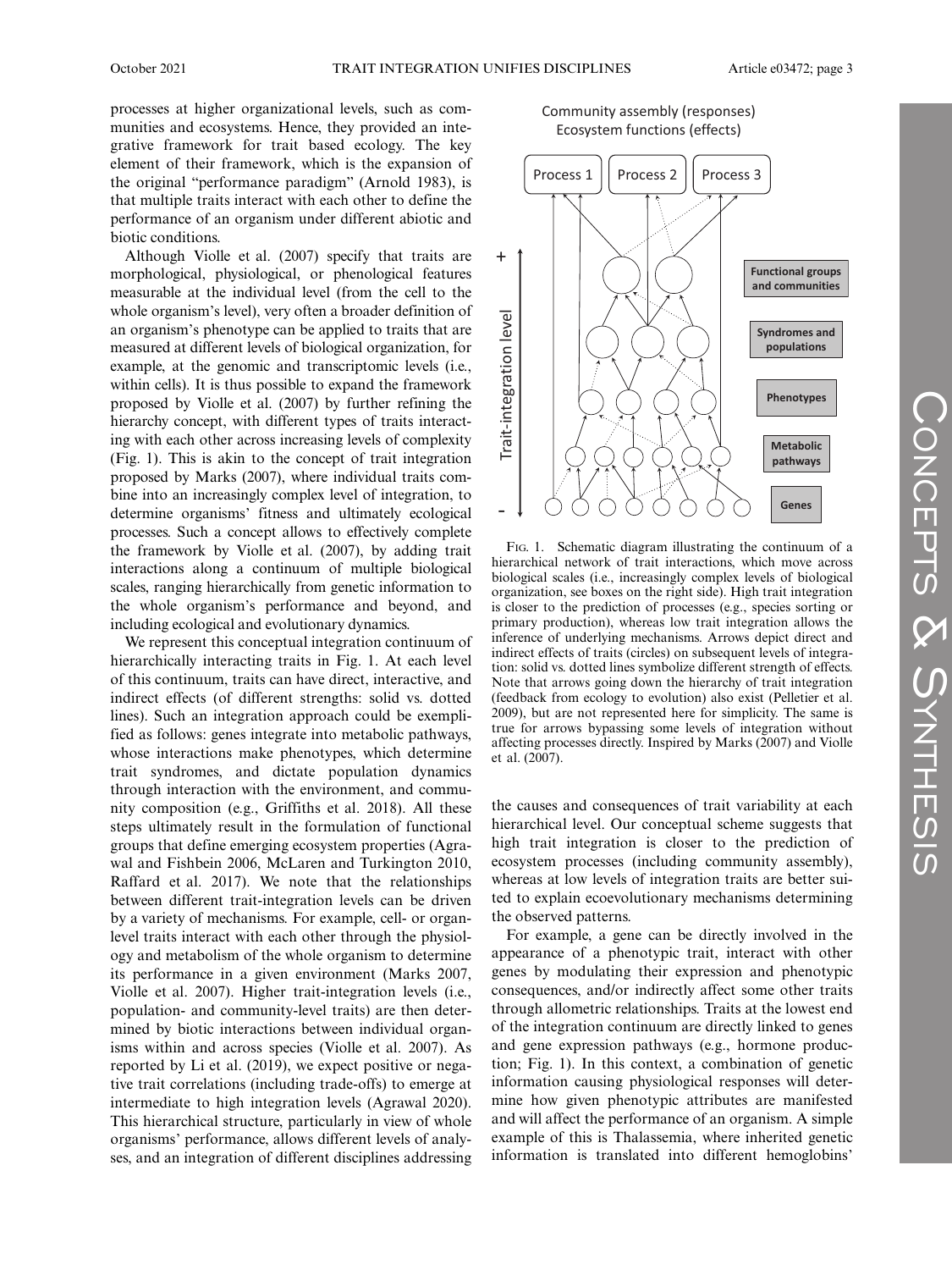processes at higher organizational levels, such as communities and ecosystems. Hence, they provided an integrative framework for trait based ecology. The key element of their framework, which is the expansion of the original "performance paradigm" (Arnold 1983), is that multiple traits interact with each other to define the performance of an organism under different abiotic and biotic conditions.

Although Violle et al. (2007) specify that traits are morphological, physiological, or phenological features measurable at the individual level (from the cell to the whole organism's level), very often a broader definition of an organism's phenotype can be applied to traits that are measured at different levels of biological organization, for example, at the genomic and transcriptomic levels (i.e., within cells). It is thus possible to expand the framework proposed by Violle et al. (2007) by further refining the hierarchy concept, with different types of traits interacting with each other across increasing levels of complexity (Fig. 1). This is akin to the concept of trait integration proposed by Marks (2007), where individual traits combine into an increasingly complex level of integration, to determine organisms' fitness and ultimately ecological processes. Such a concept allows to effectively complete the framework by Violle et al. (2007), by adding trait interactions along a continuum of multiple biological scales, ranging hierarchically from genetic information to the whole organism's performance and beyond, and including ecological and evolutionary dynamics.

We represent this conceptual integration continuum of hierarchically interacting traits in Fig. 1. At each level of this continuum, traits can have direct, interactive, and indirect effects (of different strengths: solid vs. dotted lines). Such an integration approach could be exemplified as follows: genes integrate into metabolic pathways, whose interactions make phenotypes, which determine trait syndromes, and dictate population dynamics through interaction with the environment, and community composition (e.g., Griffiths et al. 2018). All these steps ultimately result in the formulation of functional groups that define emerging ecosystem properties (Agrawal and Fishbein 2006, McLaren and Turkington 2010, Raffard et al. 2017). We note that the relationships between different trait-integration levels can be driven by a variety of mechanisms. For example, cell- or organ-level traits interact with each other through the physiology and metabolism of the whole organism to determine its performance in a given environment (Marks 2007, Violle et al. 2007). Higher trait-integration levels (i.e., population- and community-level traits) are then determined by biotic interactions between individual organisms within and across species (Violle et al. 2007). As reported by Li et al. (2019), we expect positive or negative trait correlations (including trade-offs) to emerge at intermediate to high integration levels (Agrawal 2020). This hierarchical structure, particularly in view of whole organisms' performance, allows different levels of analyses, and an integration of different disciplines addressing the causes and consequences of trait variability at each hierarchical level. Our conceptual scheme suggests that high trait integration is closer to the prediction of ecosystem processes (including community assembly), whereas at low levels of integration traits are better suited to explain ecoevolutionary mechanisms determining the observed patterns.

Fig. 1. Schematic diagram illustrating the continuum of a hierarchical network of trait interactions, which move across biological scales (i.e., increasingly complex levels of biological organization, see boxes on the right side). High trait integration is closer to the prediction of processes (e.g., species sorting or primary production), whereas low trait integration allows the inference of underlying mechanisms. Arrows depict direct and indirect effects of traits (circles) on subsequent levels of integration: solid vs. dotted lines symbolize different strength of effects. Note that arrows going down the hierarchy of trait integration (feedback from ecology to evolution) also exist (Pelletier et al. 2009), but are not represented here for simplicity. The same is true for arrows bypassing some levels of integration without affecting processes directly. Inspired by Marks (2007) and Violle et al. (2007).

For example, a gene can be directly involved in the appearance of a phenotypic trait, interact with other genes by modulating their expression and phenotypic consequences, and/or indirectly affect some other traits through allometric relationships. Traits at the lowest end of the integration continuum are directly linked to genes and gene expression pathways (e.g., hormone production; Fig. 1). In this context, a combination of genetic information causing physiological responses will determine how given phenotypic attributes are manifested and will affect the performance of an organism. A simple example of this is Thalassemia, where inherited genetic information is translated into different hemoglobins'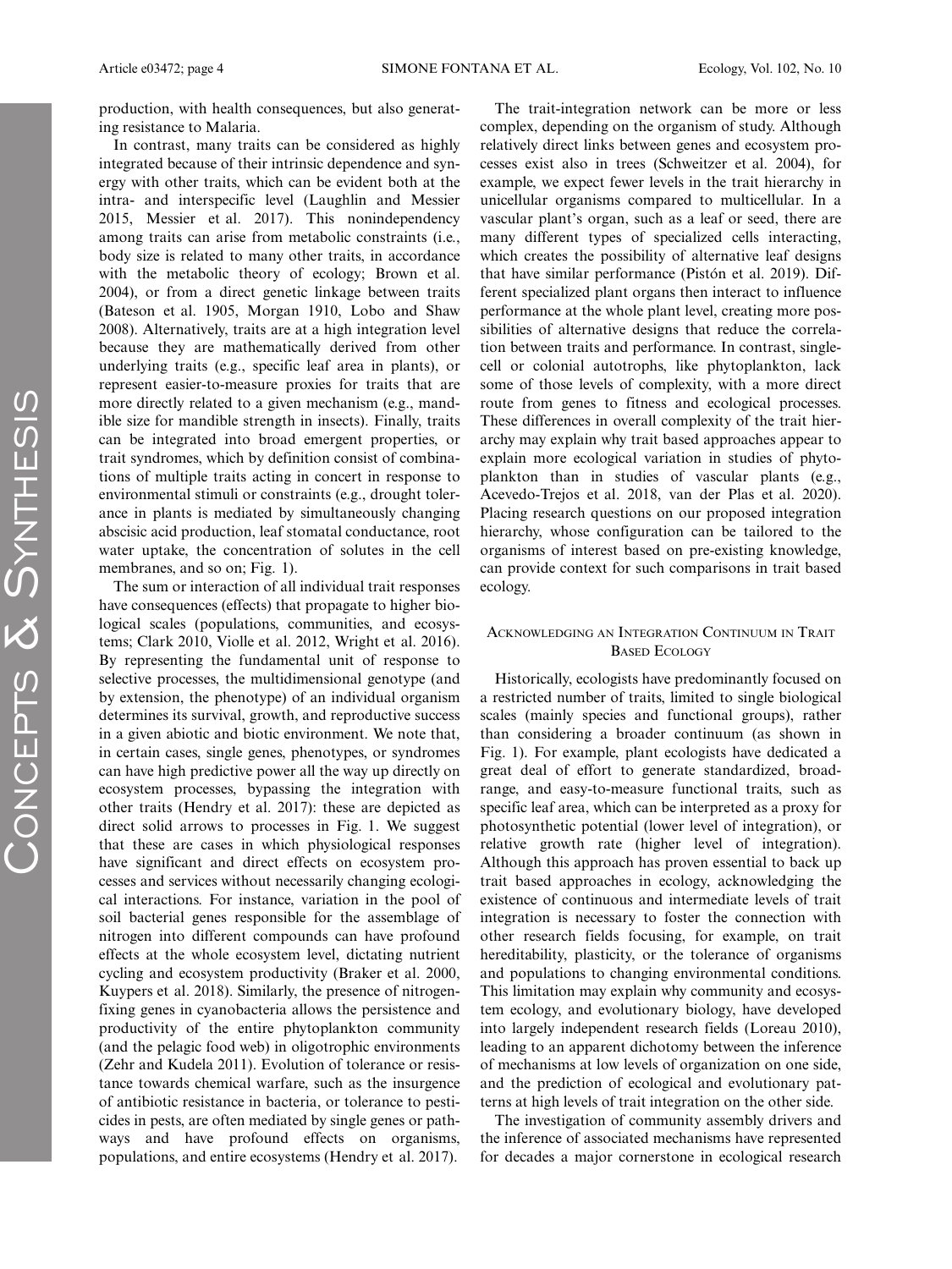production, with health consequences, but also generating resistance to Malaria.

In contrast, many traits can be considered as highly integrated because of their intrinsic dependence and synergy with other traits, which can be evident both at the intra- and interspecific level (Laughlin and Messier 2015, Messier et al. 2017). This nonindependency among traits can arise from metabolic constraints (i.e., body size is related to many other traits, in accordance with the metabolic theory of ecology; Brown et al. 2004), or from a direct genetic linkage between traits (Bateson et al. 1905, Morgan 1910, Lobo and Shaw 2008). Alternatively, traits are at a high integration level because they are mathematically derived from other underlying traits (e.g., specific leaf area in plants), or represent easier-to-measure proxies for traits that are more directly related to a given mechanism (e.g., mandible size for mandible strength in insects). Finally, traits can be integrated into broad emergent properties, or trait syndromes, which by definition consist of combinations of multiple traits acting in concert in response to environmental stimuli or constraints (e.g., drought tolerance in plants is mediated by simultaneously changing abscisic acid production, leaf stomatal conductance, root water uptake, the concentration of solutes in the cell membranes, and so on; Fig. 1).

The sum or interaction of all individual trait responses have consequences (effects) that propagate to higher biological scales (populations, communities, and ecosystems; Clark 2010, Violle et al. 2012, Wright et al. 2016). By representing the fundamental unit of response to selective processes, the multidimensional genotype (and by extension, the phenotype) of an individual organism determines its survival, growth, and reproductive success in a given abiotic and biotic environment. We note that, in certain cases, single genes, phenotypes, or syndromes can have high predictive power all the way up directly on ecosystem processes, bypassing the integration with other traits (Hendry et al. 2017): these are depicted as direct solid arrows to processes in Fig. 1. We suggest that these are cases in which physiological responses have significant and direct effects on ecosystem processes and services without necessarily changing ecological interactions. For instance, variation in the pool of soil bacterial genes responsible for the assemblage of nitrogen into different compounds can have profound effects at the whole ecosystem level, dictating nutrient cycling and ecosystem productivity (Braker et al. 2000, Kuypers et al. 2018). Similarly, the presence of nitrogen-fixing genes in cyanobacteria allows the persistence and productivity of the entire phytoplankton community (and the pelagic food web) in oligotrophic environments (Zehr and Kudela 2011). Evolution of tolerance or resistance towards chemical warfare, such as the insurgence of antibiotic resistance in bacteria, or tolerance to pesticides in pests, are often mediated by single genes or pathways and have profound effects on organisms, populations, and entire ecosystems (Hendry et al. 2017).

The trait-integration network can be more or less complex, depending on the organism of study. Although relatively direct links between genes and ecosystem processes exist also in trees (Schweitzer et al. 2004), for example, we expect fewer levels in the trait hierarchy in unicellular organisms compared to multicellular. In a vascular plant's organ, such as a leaf or seed, there are many different types of specialized cells interacting, which creates the possibility of alternative leaf designs that have similar performance (Pistón et al. 2019). Different specialized plant organs then interact to influence performance at the whole plant level, creating more possibilities of alternative designs that reduce the correlation between traits and performance. In contrast, single-cell or colonial autotrophs, like phytoplankton, lack some of those levels of complexity, with a more direct route from genes to fitness and ecological processes. These differences in overall complexity of the trait hierarchy may explain why trait based approaches appear to explain more ecological variation in studies of phytoplankton than in studies of vascular plants (e.g., Acevedo-Trejos et al. 2018, van der Plas et al. 2020). Placing research questions on our proposed integration hierarchy, whose configuration can be tailored to the organisms of interest based on pre-existing knowledge, can provide context for such comparisons in trait based ecology.

## Acknowledging an Integration Continuum in Trait Based Ecology

Historically, ecologists have predominantly focused on a restricted number of traits, limited to single biological scales (mainly species and functional groups), rather than considering a broader continuum (as shown in Fig. 1). For example, plant ecologists have dedicated a great deal of effort to generate standardized, broad-range, and easy-to-measure functional traits, such as specific leaf area, which can be interpreted as a proxy for photosynthetic potential (lower level of integration), or relative growth rate (higher level of integration). Although this approach has proven essential to back up trait based approaches in ecology, acknowledging the existence of continuous and intermediate levels of trait integration is necessary to foster the connection with other research fields focusing, for example, on trait hereditability, plasticity, or the tolerance of organisms and populations to changing environmental conditions. This limitation may explain why community and ecosystem ecology, and evolutionary biology, have developed into largely independent research fields (Loreau 2010), leading to an apparent dichotomy between the inference of mechanisms at low levels of organization on one side, and the prediction of ecological and evolutionary patterns at high levels of trait integration on the other side.

The investigation of community assembly drivers and the inference of associated mechanisms have represented for decades a major cornerstone in ecological research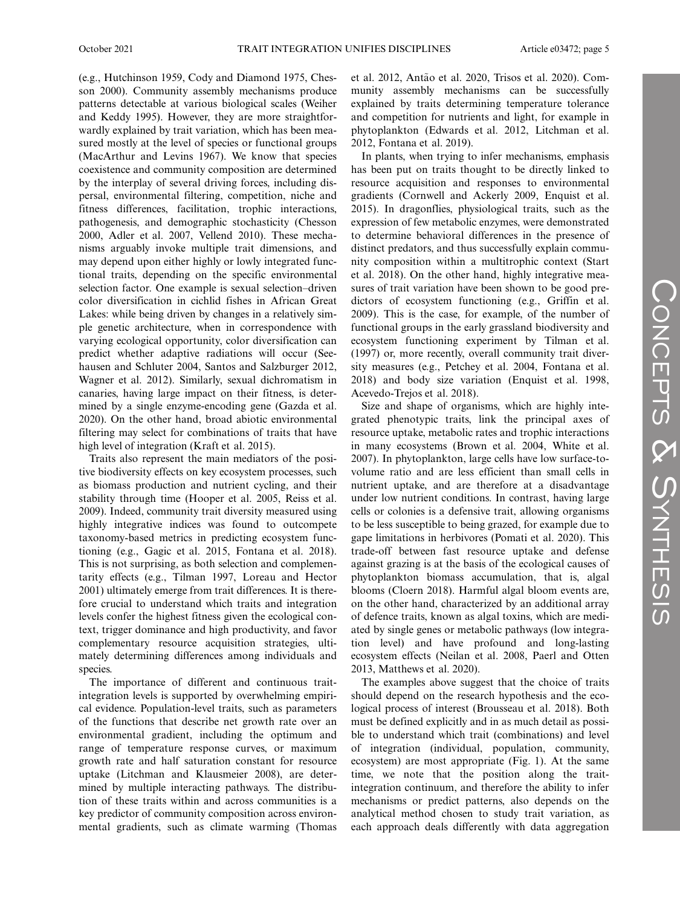(e.g., Hutchinson 1959, Cody and Diamond 1975, Chesson 2000). Community assembly mechanisms produce patterns detectable at various biological scales (Weiher and Keddy 1995). However, they are more straightforwardly explained by trait variation, which has been measured mostly at the level of species or functional groups (MacArthur and Levins 1967). We know that species coexistence and community composition are determined by the interplay of several driving forces, including dispersal, environmental filtering, competition, niche and fitness differences, facilitation, trophic interactions, pathogenesis, and demographic stochasticity (Chesson 2000, Adler et al. 2007, Vellend 2010). These mechanisms arguably invoke multiple trait dimensions, and may depend upon either highly or lowly integrated functional traits, depending on the specific environmental selection factor. One example is sexual selection–driven color diversification in cichlid fishes in African Great Lakes: while being driven by changes in a relatively simple genetic architecture, when in correspondence with varying ecological opportunity, color diversification can predict whether adaptive radiations will occur (Seehausen and Schluter 2004, Santos and Salzburger 2012, Wagner et al. 2012). Similarly, sexual dichromatism in canaries, having large impact on their fitness, is determined by a single enzyme-encoding gene (Gazda et al. 2020). On the other hand, broad abiotic environmental filtering may select for combinations of traits that have high level of integration (Kraft et al. 2015).

Traits also represent the main mediators of the positive biodiversity effects on key ecosystem processes, such as biomass production and nutrient cycling, and their stability through time (Hooper et al. 2005, Reiss et al. 2009). Indeed, community trait diversity measured using highly integrative indices was found to outcompete taxonomy-based metrics in predicting ecosystem functioning (e.g., Gagic et al. 2015, Fontana et al. 2018). This is not surprising, as both selection and complementarity effects (e.g., Tilman 1997, Loreau and Hector 2001) ultimately emerge from trait differences. It is therefore crucial to understand which traits and integration levels confer the highest fitness given the ecological context, trigger dominance and high productivity, and favor complementary resource acquisition strategies, ultimately determining differences among individuals and species.

The importance of different and continuous trait-integration levels is supported by overwhelming empirical evidence. Population-level traits, such as parameters of the functions that describe net growth rate over an environmental gradient, including the optimum and range of temperature response curves, or maximum growth rate and half saturation constant for resource uptake (Litchman and Klausmeier 2008), are determined by multiple interacting pathways. The distribution of these traits within and across communities is a key predictor of community composition across environmental gradients, such as climate warming (Thomas et al. 2012, Antão et al. 2020, Trisos et al. 2020). Community assembly mechanisms can be successfully explained by traits determining temperature tolerance and competition for nutrients and light, for example in phytoplankton (Edwards et al. 2012, Litchman et al. 2012, Fontana et al. 2019).

In plants, when trying to infer mechanisms, emphasis has been put on traits thought to be directly linked to resource acquisition and responses to environmental gradients (Cornwell and Ackerly 2009, Enquist et al. 2015). In dragonflies, physiological traits, such as the expression of few metabolic enzymes, were demonstrated to determine behavioral differences in the presence of distinct predators, and thus successfully explain community composition within a multitrophic context (Start et al. 2018). On the other hand, highly integrative measures of trait variation have been shown to be good predictors of ecosystem functioning (e.g., Griffin et al. 2009). This is the case, for example, of the number of functional groups in the early grassland biodiversity and ecosystem functioning experiment by Tilman et al. (1997) or, more recently, overall community trait diversity measures (e.g., Petchey et al. 2004, Fontana et al. 2018) and body size variation (Enquist et al. 1998, Acevedo-Trejos et al. 2018).

Size and shape of organisms, which are highly integrated phenotypic traits, link the principal axes of resource uptake, metabolic rates and trophic interactions in many ecosystems (Brown et al. 2004, White et al. 2007). In phytoplankton, large cells have low surface-to-volume ratio and are less efficient than small cells in nutrient uptake, and are therefore at a disadvantage under low nutrient conditions. In contrast, having large cells or colonies is a defensive trait, allowing organisms to be less susceptible to being grazed, for example due to gape limitations in herbivores (Pomati et al. 2020). This trade-off between fast resource uptake and defense against grazing is at the basis of the ecological causes of phytoplankton biomass accumulation, that is, algal blooms (Cloern 2018). Harmful algal bloom events are, on the other hand, characterized by an additional array of defence traits, known as algal toxins, which are mediated by single genes or metabolic pathways (low integration level) and have profound and long-lasting ecosystem effects (Neilan et al. 2008, Paerl and Otten 2013, Matthews et al. 2020).

The examples above suggest that the choice of traits should depend on the research hypothesis and the ecological process of interest (Brousseau et al. 2018). Both must be defined explicitly and in as much detail as possible to understand which trait (combinations) and level of integration (individual, population, community, ecosystem) are most appropriate (Fig. 1). At the same time, we note that the position along the trait-integration continuum, and therefore the ability to infer mechanisms or predict patterns, also depends on the analytical method chosen to study trait variation, as each approach deals differently with data aggregation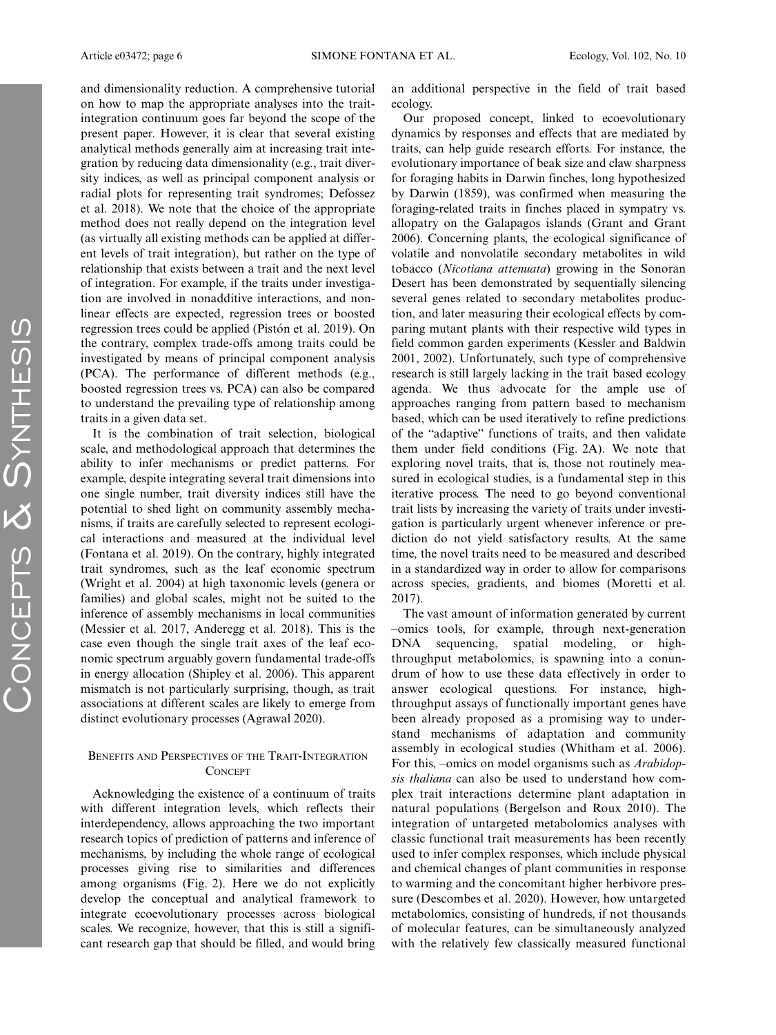and dimensionality reduction. A comprehensive tutorial on how to map the appropriate analyses into the trait-integration continuum goes far beyond the scope of the present paper. However, it is clear that several existing analytical methods generally aim at increasing trait integration by reducing data dimensionality (e.g., trait diversity indices, as well as principal component analysis or radial plots for representing trait syndromes; Defossez et al. 2018). We note that the choice of the appropriate method does not really depend on the integration level (as virtually all existing methods can be applied at different levels of trait integration), but rather on the type of relationship that exists between a trait and the next level of integration. For example, if the traits under investigation are involved in nonadditive interactions, and nonlinear effects are expected, regression trees or boosted regression trees could be applied (Pistón et al. 2019). On the contrary, complex trade-offs among traits could be investigated by means of principal component analysis (PCA). The performance of different methods (e.g., boosted regression trees vs. PCA) can also be compared to understand the prevailing type of relationship among traits in a given data set.

It is the combination of trait selection, biological scale, and methodological approach that determines the ability to infer mechanisms or predict patterns. For example, despite integrating several trait dimensions into one single number, trait diversity indices still have the potential to shed light on community assembly mechanisms, if traits are carefully selected to represent ecological interactions and measured at the individual level (Fontana et al. 2019). On the contrary, highly integrated trait syndromes, such as the leaf economic spectrum (Wright et al. 2004) at high taxonomic levels (genera or families) and global scales, might not be suited to the inference of assembly mechanisms in local communities (Messier et al. 2017, Anderegg et al. 2018). This is the case even though the single trait axes of the leaf economic spectrum arguably govern fundamental trade-offs in energy allocation (Shipley et al. 2006). This apparent mismatch is not particularly surprising, though, as trait associations at different scales are likely to emerge from distinct evolutionary processes (Agrawal 2020).

## Benefits and Perspectives of the Trait-Integration Concept

Acknowledging the existence of a continuum of traits with different integration levels, which reflects their interdependency, allows approaching the two important research topics of prediction of patterns and inference of mechanisms, by including the whole range of ecological processes giving rise to similarities and differences among organisms (Fig. 2). Here we do not explicitly develop the conceptual and analytical framework to integrate ecoevolutionary processes across biological scales. We recognize, however, that this is still a significant research gap that should be filled, and would bring an additional perspective in the field of trait based ecology.

Our proposed concept, linked to ecoevolutionary dynamics by responses and effects that are mediated by traits, can help guide research efforts. For instance, the evolutionary importance of beak size and claw sharpness for foraging habits in Darwin finches, long hypothesized by Darwin (1859), was confirmed when measuring the foraging-related traits in finches placed in sympatry vs. allopatry on the Galapagos islands (Grant and Grant 2006). Concerning plants, the ecological significance of volatile and nonvolatile secondary metabolites in wild tobacco (*Nicotiana attenuata*) growing in the Sonoran Desert has been demonstrated by sequentially silencing several genes related to secondary metabolites production, and later measuring their ecological effects by comparing mutant plants with their respective wild types in field common garden experiments (Kessler and Baldwin 2001, 2002). Unfortunately, such type of comprehensive research is still largely lacking in the trait based ecology agenda. We thus advocate for the ample use of approaches ranging from pattern based to mechanism based, which can be used iteratively to refine predictions of the "adaptive" functions of traits, and then validate them under field conditions (Fig. 2A). We note that exploring novel traits, that is, those not routinely measured in ecological studies, is a fundamental step in this iterative process. The need to go beyond conventional trait lists by increasing the variety of traits under investigation is particularly urgent whenever inference or prediction do not yield satisfactory results. At the same time, the novel traits need to be measured and described in a standardized way in order to allow for comparisons across species, gradients, and biomes (Moretti et al. 2017).

The vast amount of information generated by current –omics tools, for example, through next-generation DNA sequencing, spatial modeling, or high-throughput metabolomics, is spawning into a conundrum of how to use these data effectively in order to answer ecological questions. For instance, high-throughput assays of functionally important genes have been already proposed as a promising way to understand mechanisms of adaptation and community assembly in ecological studies (Whitham et al. 2006). For this, –omics on model organisms such as *Arabidopsis thaliana* can also be used to understand how complex trait interactions determine plant adaptation in natural populations (Bergelson and Roux 2010). The integration of untargeted metabolomics analyses with classic functional trait measurements has been recently used to infer complex responses, which include physical and chemical changes of plant communities in response to warming and the concomitant higher herbivore pressure (Descombes et al. 2020). However, how untargeted metabolomics, consisting of hundreds, if not thousands of molecular features, can be simultaneously analyzed with the relatively few classically measured functional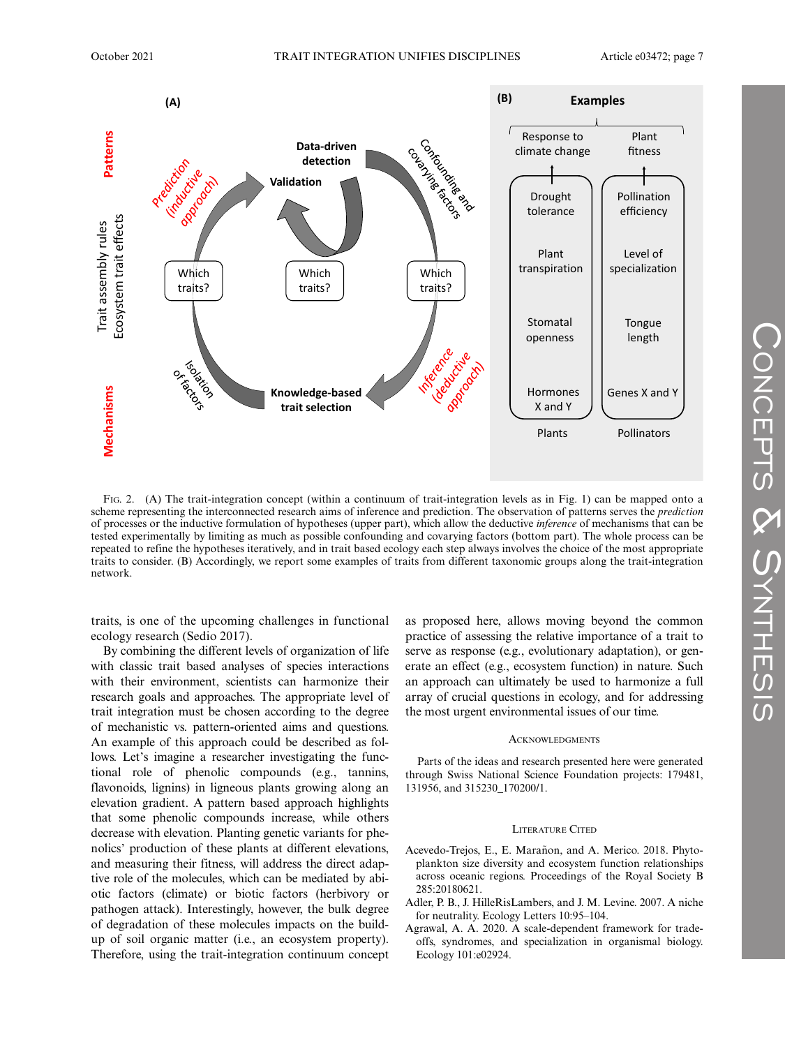Fig. 2. (A) The trait-integration concept (within a continuum of trait-integration levels as in Fig. 1) can be mapped onto a scheme representing the interconnected research aims of inference and prediction. The observation of patterns serves the *prediction* of processes or the inductive formulation of hypotheses (upper part), which allow the deductive *inference* of mechanisms that can be tested experimentally by limiting as much as possible confounding and covarying factors (bottom part). The whole process can be repeated to refine the hypotheses iteratively, and in trait based ecology each step always involves the choice of the most appropriate traits to consider. (B) Accordingly, we report some examples of traits from different taxonomic groups along the trait-integration network.

traits, is one of the upcoming challenges in functional ecology research (Sedio 2017).

By combining the different levels of organization of life with classic trait based analyses of species interactions with their environment, scientists can harmonize their research goals and approaches. The appropriate level of trait integration must be chosen according to the degree of mechanistic vs. pattern-oriented aims and questions. An example of this approach could be described as follows. Let's imagine a researcher investigating the functional role of phenolic compounds (e.g., tannins, flavonoids, lignins) in ligneous plants growing along an elevation gradient. A pattern based approach highlights that some phenolic compounds increase, while others decrease with elevation. Planting genetic variants for phenolics' production of these plants at different elevations, and measuring their fitness, will address the direct adaptive role of the molecules, which can be mediated by abiotic factors (climate) or biotic factors (herbivory or pathogen attack). Interestingly, however, the bulk degree of degradation of these molecules impacts on the build-up of soil organic matter (i.e., an ecosystem property). Therefore, using the trait-integration continuum concept as proposed here, allows moving beyond the common practice of assessing the relative importance of a trait to serve as response (e.g., evolutionary adaptation), or generate an effect (e.g., ecosystem function) in nature. Such an approach can ultimately be used to harmonize a full array of crucial questions in ecology, and for addressing the most urgent environmental issues of our time.

## Acknowledgments

Parts of the ideas and research presented here were generated through Swiss National Science Foundation projects: 179481, 131956, and 315230_170200/1.

## Literature Cited

Acevedo-Trejos, E., E. Marañon, and A. Merico. 2018. Phytoplankton size diversity and ecosystem function relationships across oceanic regions. Proceedings of the Royal Society B 285:20180621.

Adler, P. B., J. HilleRisLambers, and J. M. Levine. 2007. A niche for neutrality. Ecology Letters 10:95–104.

Agrawal, A. A. 2020. A scale-dependent framework for trade-offs, syndromes, and specialization in organismal biology. Ecology 101:e02924.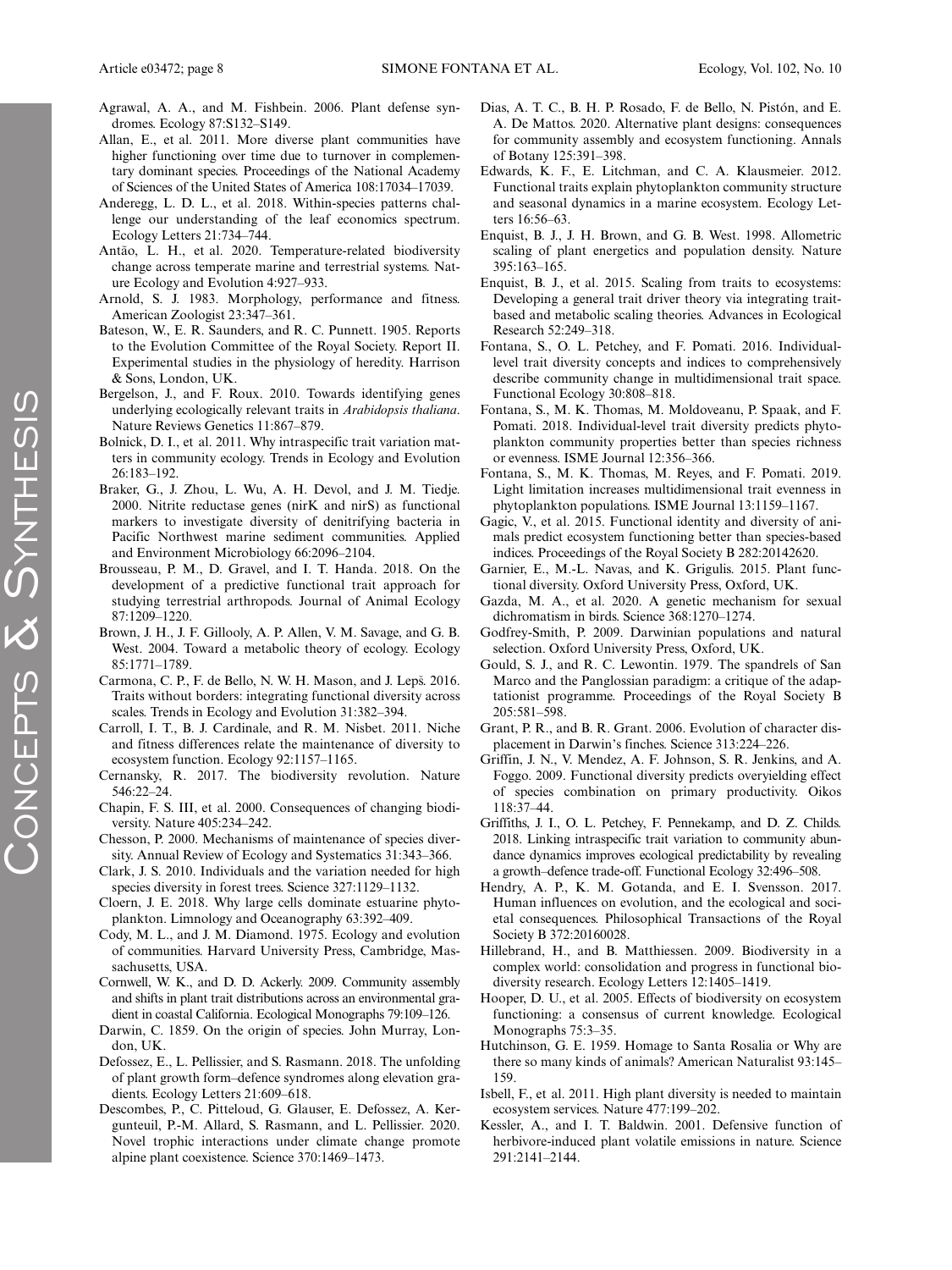Agrawal, A. A., and M. Fishbein. 2006. Plant defense syndromes. Ecology 87:S132–S149.

Allan, E., et al. 2011. More diverse plant communities have higher functioning over time due to turnover in complementary dominant species. Proceedings of the National Academy of Sciences of the United States of America 108:17034–17039.

Anderegg, L. D. L., et al. 2018. Within-species patterns challenge our understanding of the leaf economics spectrum. Ecology Letters 21:734–744.

Antão, L. H., et al. 2020. Temperature-related biodiversity change across temperate marine and terrestrial systems. Nature Ecology and Evolution 4:927–933.

Arnold, S. J. 1983. Morphology, performance and fitness. American Zoologist 23:347–361.

Bateson, W., E. R. Saunders, and R. C. Punnett. 1905. Reports to the Evolution Committee of the Royal Society. Report II. Experimental studies in the physiology of heredity. Harrison & Sons, London, UK.

Bergelson, J., and F. Roux. 2010. Towards identifying genes underlying ecologically relevant traits in *Arabidopsis thaliana*. Nature Reviews Genetics 11:867–879.

Bolnick, D. I., et al. 2011. Why intraspecific trait variation matters in community ecology. Trends in Ecology and Evolution 26:183–192.

Braker, G., J. Zhou, L. Wu, A. H. Devol, and J. M. Tiedje. 2000. Nitrite reductase genes (nirK and nirS) as functional markers to investigate diversity of denitrifying bacteria in Pacific Northwest marine sediment communities. Applied and Environment Microbiology 66:2096–2104.

Brousseau, P. M., D. Gravel, and I. T. Handa. 2018. On the development of a predictive functional trait approach for studying terrestrial arthropods. Journal of Animal Ecology 87:1209–1220.

Brown, J. H., J. F. Gillooly, A. P. Allen, V. M. Savage, and G. B. West. 2004. Toward a metabolic theory of ecology. Ecology 85:1771–1789.

Carmona, C. P., F. de Bello, N. W. H. Mason, and J. Lepš. 2016. Traits without borders: integrating functional diversity across scales. Trends in Ecology and Evolution 31:382–394.

Carroll, I. T., B. J. Cardinale, and R. M. Nisbet. 2011. Niche and fitness differences relate the maintenance of diversity to ecosystem function. Ecology 92:1157–1165.

Cernansky, R. 2017. The biodiversity revolution. Nature 546:22–24.

Chapin, F. S. III, et al. 2000. Consequences of changing biodiversity. Nature 405:234–242.

Chesson, P. 2000. Mechanisms of maintenance of species diversity. Annual Review of Ecology and Systematics 31:343–366.

Clark, J. S. 2010. Individuals and the variation needed for high species diversity in forest trees. Science 327:1129–1132.

Cloern, J. E. 2018. Why large cells dominate estuarine phytoplankton. Limnology and Oceanography 63:392–409.

Cody, M. L., and J. M. Diamond. 1975. Ecology and evolution of communities. Harvard University Press, Cambridge, Massachusetts, USA.

Cornwell, W. K., and D. D. Ackerly. 2009. Community assembly and shifts in plant trait distributions across an environmental gradient in coastal California. Ecological Monographs 79:109–126.

Darwin, C. 1859. On the origin of species. John Murray, London, UK.

Defossez, E., L. Pellissier, and S. Rasmann. 2018. The unfolding of plant growth form–defence syndromes along elevation gradients. Ecology Letters 21:609–618.

Descombes, P., C. Pitteloud, G. Glauser, E. Defossez, A. Kergunteuil, P.-M. Allard, S. Rasmann, and L. Pellissier. 2020. Novel trophic interactions under climate change promote alpine plant coexistence. Science 370:1469–1473.

Dias, A. T. C., B. H. P. Rosado, F. de Bello, N. Pistón, and E. A. De Mattos. 2020. Alternative plant designs: consequences for community assembly and ecosystem functioning. Annals of Botany 125:391–398.

Edwards, K. F., E. Litchman, and C. A. Klausmeier. 2012. Functional traits explain phytoplankton community structure and seasonal dynamics in a marine ecosystem. Ecology Letters 16:56–63.

Enquist, B. J., J. H. Brown, and G. B. West. 1998. Allometric scaling of plant energetics and population density. Nature 395:163–165.

Enquist, B. J., et al. 2015. Scaling from traits to ecosystems: Developing a general trait driver theory via integrating trait-based and metabolic scaling theories. Advances in Ecological Research 52:249–318.

Fontana, S., O. L. Petchey, and F. Pomati. 2016. Individual-level trait diversity concepts and indices to comprehensively describe community change in multidimensional trait space. Functional Ecology 30:808–818.

Fontana, S., M. K. Thomas, M. Moldoveanu, P. Spaak, and F. Pomati. 2018. Individual-level trait diversity predicts phytoplankton community properties better than species richness or evenness. ISME Journal 12:356–366.

Fontana, S., M. K. Thomas, M. Reyes, and F. Pomati. 2019. Light limitation increases multidimensional trait evenness in phytoplankton populations. ISME Journal 13:1159–1167.

Gagic, V., et al. 2015. Functional identity and diversity of animals predict ecosystem functioning better than species-based indices. Proceedings of the Royal Society B 282:20142620.

Garnier, E., M.-L. Navas, and K. Grigulis. 2015. Plant functional diversity. Oxford University Press, Oxford, UK.

Gazda, M. A., et al. 2020. A genetic mechanism for sexual dichromatism in birds. Science 368:1270–1274.

Godfrey-Smith, P. 2009. Darwinian populations and natural selection. Oxford University Press, Oxford, UK.

Gould, S. J., and R. C. Lewontin. 1979. The spandrels of San Marco and the Panglossian paradigm: a critique of the adaptationist programme. Proceedings of the Royal Society B 205:581–598.

Grant, P. R., and B. R. Grant. 2006. Evolution of character displacement in Darwin's finches. Science 313:224–226.

Griffin, J. N., V. Mendez, A. F. Johnson, S. R. Jenkins, and A. Foggo. 2009. Functional diversity predicts overyielding effect of species combination on primary productivity. Oikos 118:37–44.

Griffiths, J. I., O. L. Petchey, F. Pennekamp, and D. Z. Childs. 2018. Linking intraspecific trait variation to community abundance dynamics improves ecological predictability by revealing a growth–defence trade-off. Functional Ecology 32:496–508.

Hendry, A. P., K. M. Gotanda, and E. I. Svensson. 2017. Human influences on evolution, and the ecological and societal consequences. Philosophical Transactions of the Royal Society B 372:20160028.

Hillebrand, H., and B. Matthiessen. 2009. Biodiversity in a complex world: consolidation and progress in functional biodiversity research. Ecology Letters 12:1405–1419.

Hooper, D. U., et al. 2005. Effects of biodiversity on ecosystem functioning: a consensus of current knowledge. Ecological Monographs 75:3–35.

Hutchinson, G. E. 1959. Homage to Santa Rosalia or Why are there so many kinds of animals? American Naturalist 93:145–159.

Isbell, F., et al. 2011. High plant diversity is needed to maintain ecosystem services. Nature 477:199–202.

Kessler, A., and I. T. Baldwin. 2001. Defensive function of herbivore-induced plant volatile emissions in nature. Science 291:2141–2144.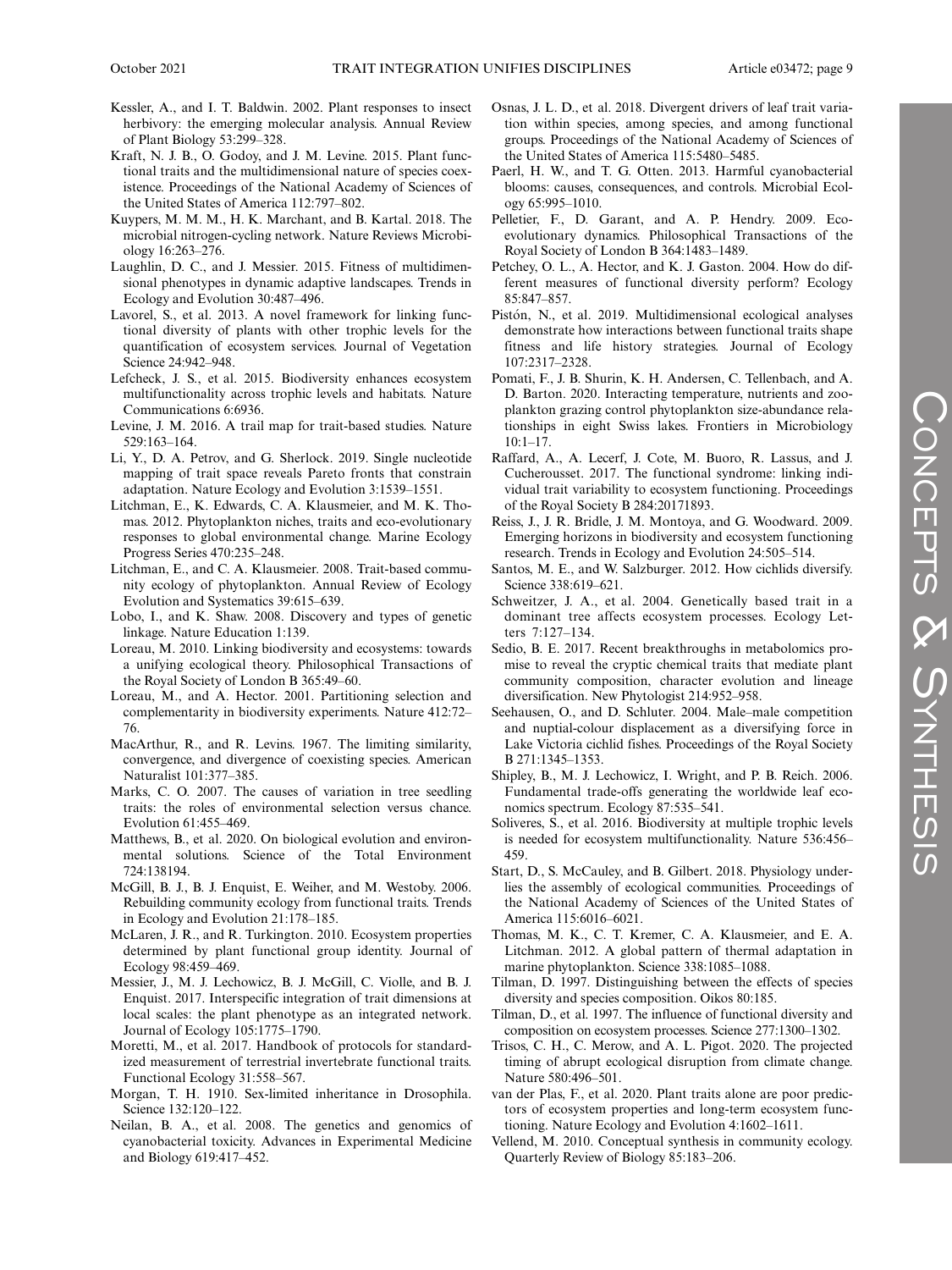Kessler, A., and I. T. Baldwin. 2002. Plant responses to insect herbivory: the emerging molecular analysis. Annual Review of Plant Biology 53:299–328.

Kraft, N. J. B., O. Godoy, and J. M. Levine. 2015. Plant functional traits and the multidimensional nature of species coexistence. Proceedings of the National Academy of Sciences of the United States of America 112:797–802.

Kuypers, M. M. M., H. K. Marchant, and B. Kartal. 2018. The microbial nitrogen-cycling network. Nature Reviews Microbiology 16:263–276.

Laughlin, D. C., and J. Messier. 2015. Fitness of multidimensional phenotypes in dynamic adaptive landscapes. Trends in Ecology and Evolution 30:487–496.

Lavorel, S., et al. 2013. A novel framework for linking functional diversity of plants with other trophic levels for the quantification of ecosystem services. Journal of Vegetation Science 24:942–948.

Lefcheck, J. S., et al. 2015. Biodiversity enhances ecosystem multifunctionality across trophic levels and habitats. Nature Communications 6:6936.

Levine, J. M. 2016. A trail map for trait-based studies. Nature 529:163–164.

Li, Y., D. A. Petrov, and G. Sherlock. 2019. Single nucleotide mapping of trait space reveals Pareto fronts that constrain adaptation. Nature Ecology and Evolution 3:1539–1551.

Litchman, E., K. Edwards, C. A. Klausmeier, and M. K. Thomas. 2012. Phytoplankton niches, traits and eco-evolutionary responses to global environmental change. Marine Ecology Progress Series 470:235–248.

Litchman, E., and C. A. Klausmeier. 2008. Trait-based community ecology of phytoplankton. Annual Review of Ecology Evolution and Systematics 39:615–639.

Lobo, I., and K. Shaw. 2008. Discovery and types of genetic linkage. Nature Education 1:139.

Loreau, M. 2010. Linking biodiversity and ecosystems: towards a unifying ecological theory. Philosophical Transactions of the Royal Society of London B 365:49–60.

Loreau, M., and A. Hector. 2001. Partitioning selection and complementarity in biodiversity experiments. Nature 412:72–76.

MacArthur, R., and R. Levins. 1967. The limiting similarity, convergence, and divergence of coexisting species. American Naturalist 101:377–385.

Marks, C. O. 2007. The causes of variation in tree seedling traits: the roles of environmental selection versus chance. Evolution 61:455–469.

Matthews, B., et al. 2020. On biological evolution and environmental solutions. Science of the Total Environment 724:138194.

McGill, B. J., B. J. Enquist, E. Weiher, and M. Westoby. 2006. Rebuilding community ecology from functional traits. Trends in Ecology and Evolution 21:178–185.

McLaren, J. R., and R. Turkington. 2010. Ecosystem properties determined by plant functional group identity. Journal of Ecology 98:459–469.

Messier, J., M. J. Lechowicz, B. J. McGill, C. Violle, and B. J. Enquist. 2017. Interspecific integration of trait dimensions at local scales: the plant phenotype as an integrated network. Journal of Ecology 105:1775–1790.

Moretti, M., et al. 2017. Handbook of protocols for standardized measurement of terrestrial invertebrate functional traits. Functional Ecology 31:558–567.

Morgan, T. H. 1910. Sex-limited inheritance in Drosophila. Science 132:120–122.

Neilan, B. A., et al. 2008. The genetics and genomics of cyanobacterial toxicity. Advances in Experimental Medicine and Biology 619:417–452.

Osnas, J. L. D., et al. 2018. Divergent drivers of leaf trait variation within species, among species, and among functional groups. Proceedings of the National Academy of Sciences of the United States of America 115:5480–5485.

Paerl, H. W., and T. G. Otten. 2013. Harmful cyanobacterial blooms: causes, consequences, and controls. Microbial Ecology 65:995–1010.

Pelletier, F., D. Garant, and A. P. Hendry. 2009. Eco-evolutionary dynamics. Philosophical Transactions of the Royal Society of London B 364:1483–1489.

Petchey, O. L., A. Hector, and K. J. Gaston. 2004. How do different measures of functional diversity perform? Ecology 85:847–857.

Pistón, N., et al. 2019. Multidimensional ecological analyses demonstrate how interactions between functional traits shape fitness and life history strategies. Journal of Ecology 107:2317–2328.

Pomati, F., J. B. Shurin, K. H. Andersen, C. Tellenbach, and A. D. Barton. 2020. Interacting temperature, nutrients and zooplankton grazing control phytoplankton size-abundance relationships in eight Swiss lakes. Frontiers in Microbiology 10:1–17.

Raffard, A., A. Lecerf, J. Cote, M. Buoro, R. Lassus, and J. Cucherousset. 2017. The functional syndrome: linking individual trait variability to ecosystem functioning. Proceedings of the Royal Society B 284:20171893.

Reiss, J., J. R. Bridle, J. M. Montoya, and G. Woodward. 2009. Emerging horizons in biodiversity and ecosystem functioning research. Trends in Ecology and Evolution 24:505–514.

Santos, M. E., and W. Salzburger. 2012. How cichlids diversify. Science 338:619–621.

Schweitzer, J. A., et al. 2004. Genetically based trait in a dominant tree affects ecosystem processes. Ecology Letters 7:127–134.

Sedio, B. E. 2017. Recent breakthroughs in metabolomics promise to reveal the cryptic chemical traits that mediate plant community composition, character evolution and lineage diversification. New Phytologist 214:952–958.

Seehausen, O., and D. Schluter. 2004. Male–male competition and nuptial-colour displacement as a diversifying force in Lake Victoria cichlid fishes. Proceedings of the Royal Society B 271:1345–1353.

Shipley, B., M. J. Lechowicz, I. Wright, and P. B. Reich. 2006. Fundamental trade-offs generating the worldwide leaf economics spectrum. Ecology 87:535–541.

Soliveres, S., et al. 2016. Biodiversity at multiple trophic levels is needed for ecosystem multifunctionality. Nature 536:456–459.

Start, D., S. McCauley, and B. Gilbert. 2018. Physiology underlies the assembly of ecological communities. Proceedings of the National Academy of Sciences of the United States of America 115:6016–6021.

Thomas, M. K., C. T. Kremer, C. A. Klausmeier, and E. A. Litchman. 2012. A global pattern of thermal adaptation in marine phytoplankton. Science 338:1085–1088.

Tilman, D. 1997. Distinguishing between the effects of species diversity and species composition. Oikos 80:185.

Tilman, D., et al. 1997. The influence of functional diversity and composition on ecosystem processes. Science 277:1300–1302.

Trisos, C. H., C. Merow, and A. L. Pigot. 2020. The projected timing of abrupt ecological disruption from climate change. Nature 580:496–501.

van der Plas, F., et al. 2020. Plant traits alone are poor predictors of ecosystem properties and long-term ecosystem functioning. Nature Ecology and Evolution 4:1602–1611.

Vellend, M. 2010. Conceptual synthesis in community ecology. Quarterly Review of Biology 85:183–206.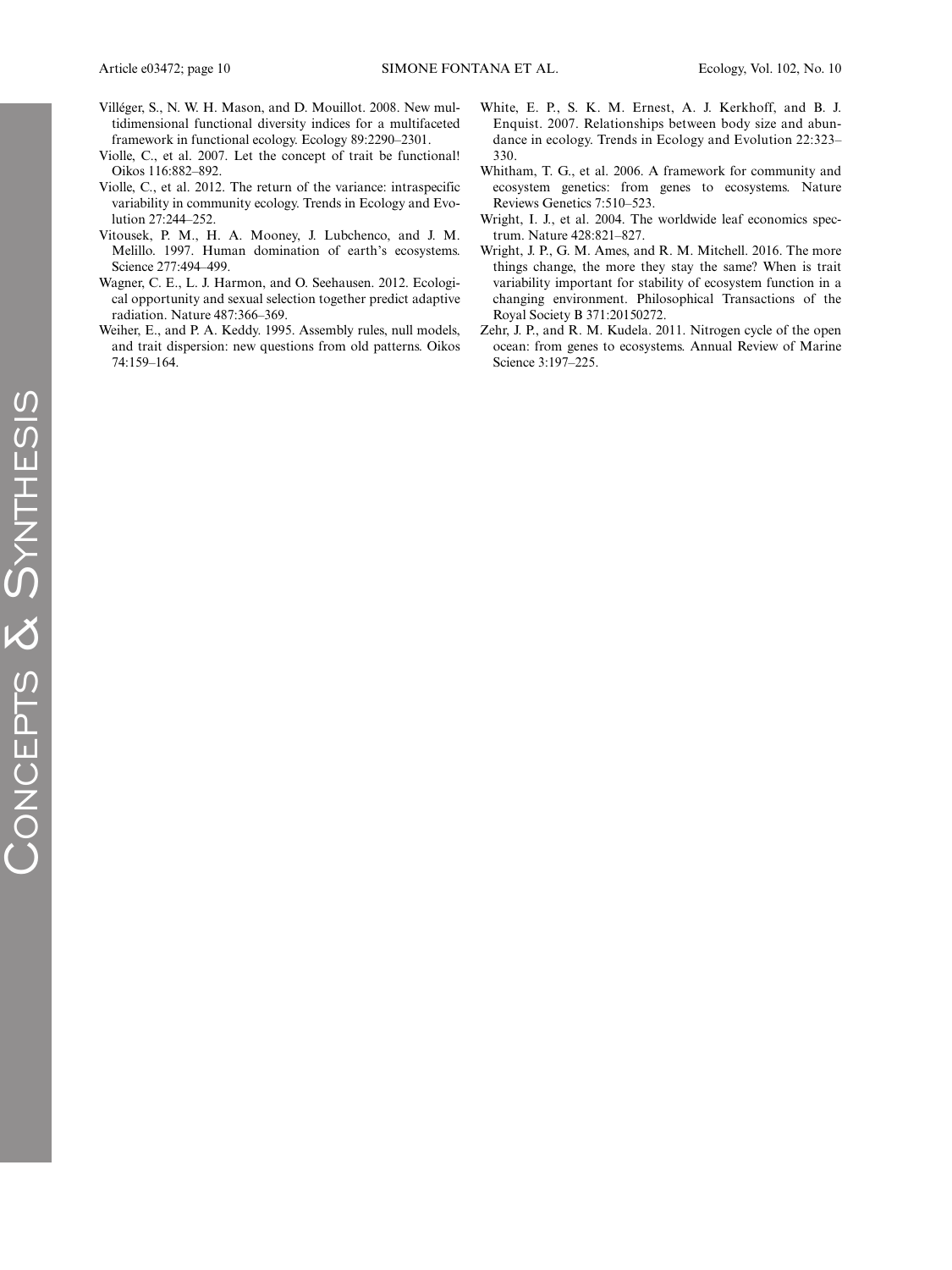Villéger, S., N. W. H. Mason, and D. Mouillot. 2008. New multidimensional functional diversity indices for a multifaceted framework in functional ecology. Ecology 89:2290–2301.

Violle, C., et al. 2007. Let the concept of trait be functional! Oikos 116:882–892.

Violle, C., et al. 2012. The return of the variance: intraspecific variability in community ecology. Trends in Ecology and Evolution 27:244–252.

Vitousek, P. M., H. A. Mooney, J. Lubchenco, and J. M. Melillo. 1997. Human domination of earth's ecosystems. Science 277:494–499.

Wagner, C. E., L. J. Harmon, and O. Seehausen. 2012. Ecological opportunity and sexual selection together predict adaptive radiation. Nature 487:366–369.

Weiher, E., and P. A. Keddy. 1995. Assembly rules, null models, and trait dispersion: new questions from old patterns. Oikos 74:159–164.

White, E. P., S. K. M. Ernest, A. J. Kerkhoff, and B. J. Enquist. 2007. Relationships between body size and abundance in ecology. Trends in Ecology and Evolution 22:323–330.

Whitham, T. G., et al. 2006. A framework for community and ecosystem genetics: from genes to ecosystems. Nature Reviews Genetics 7:510–523.

Wright, I. J., et al. 2004. The worldwide leaf economics spectrum. Nature 428:821–827.

Wright, J. P., G. M. Ames, and R. M. Mitchell. 2016. The more things change, the more they stay the same? When is trait variability important for stability of ecosystem function in a changing environment. Philosophical Transactions of the Royal Society B 371:20150272.

Zehr, J. P., and R. M. Kudela. 2011. Nitrogen cycle of the open ocean: from genes to ecosystems. Annual Review of Marine Science 3:197–225.